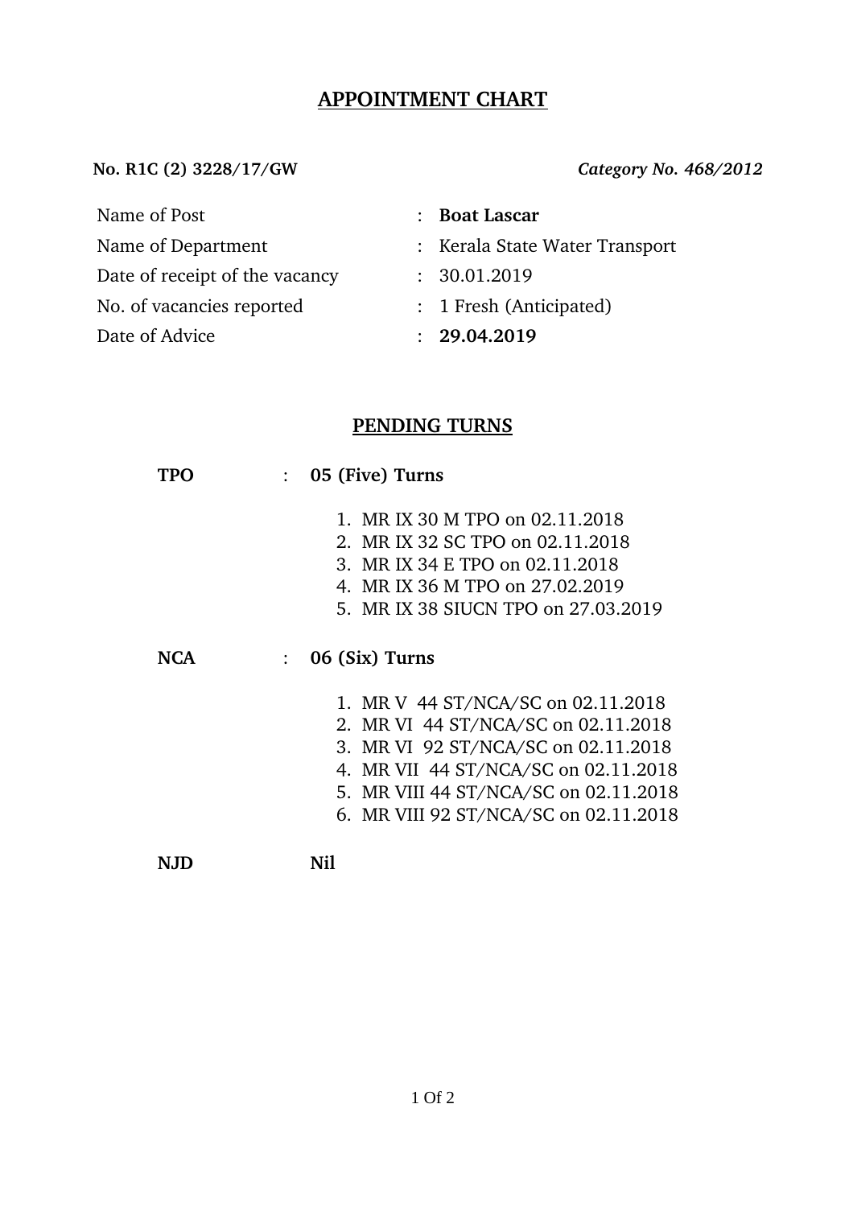# APPOINTMENT CHART

**No. R1C (2) 3228/17/GW** *Category No. 468/2012*

| | | |
|---|---|---|
| Name of Post | : | **Boat Lascar** |
| Name of Department | : | Kerala State Water Transport |
| Date of receipt of the vacancy | : | 30.01.2019 |
| No. of vacancies reported | : | 1 Fresh (Anticipated) |
| Date of Advice | : | **29.04.2019** |

## PENDING TURNS

**TPO** : **05 (Five) Turns**

1. MR IX 30 M TPO on 02.11.2018
2. MR IX 32 SC TPO on 02.11.2018
3. MR IX 34 E TPO on 02.11.2018
4. MR IX 36 M TPO on 27.02.2019
5. MR IX 38 SIUCN TPO on 27.03.2019

**NCA** : **06 (Six) Turns**

1. MR V 44 ST/NCA/SC on 02.11.2018
2. MR VI 44 ST/NCA/SC on 02.11.2018
3. MR VI 92 ST/NCA/SC on 02.11.2018
4. MR VII 44 ST/NCA/SC on 02.11.2018
5. MR VIII 44 ST/NCA/SC on 02.11.2018
6. MR VIII 92 ST/NCA/SC on 02.11.2018

**NJD** **Nil**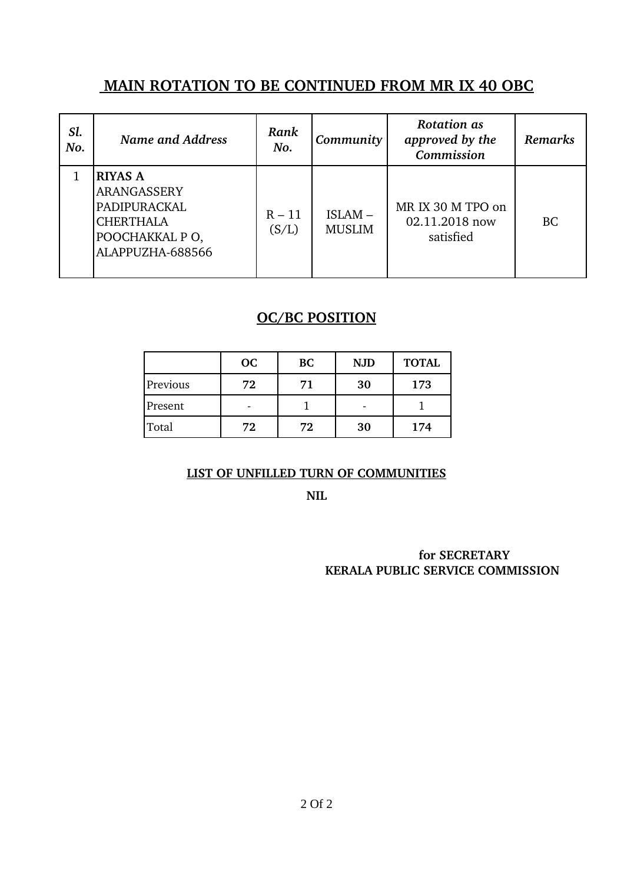## MAIN ROTATION TO BE CONTINUED FROM MR IX 40 OBC

| *Sl. No.* | *Name and Address* | *Rank No.* | *Community* | *Rotation as approved by the Commission* | *Remarks* |
|---|---|---|---|---|---|
| 1 | **RIYAS A**<br>ARANGASSERY<br>PADIPURACKAL<br>CHERTHALA<br>POOCHAKKAL P O,<br>ALAPPUZHA-688566 | R – 11 (S/L) | ISLAM – MUSLIM | MR IX 30 M TPO on 02.11.2018 now satisfied | BC |

## OC/BC POSITION

| | OC | BC | NJD | TOTAL |
|---|---|---|---|---|
| Previous | **72** | **71** | **30** | **173** |
| Present | - | 1 | - | 1 |
| Total | **72** | **72** | **30** | **174** |

**LIST OF UNFILLED TURN OF COMMUNITIES**

**NIL**

**for SECRETARY**
**KERALA PUBLIC SERVICE COMMISSION**